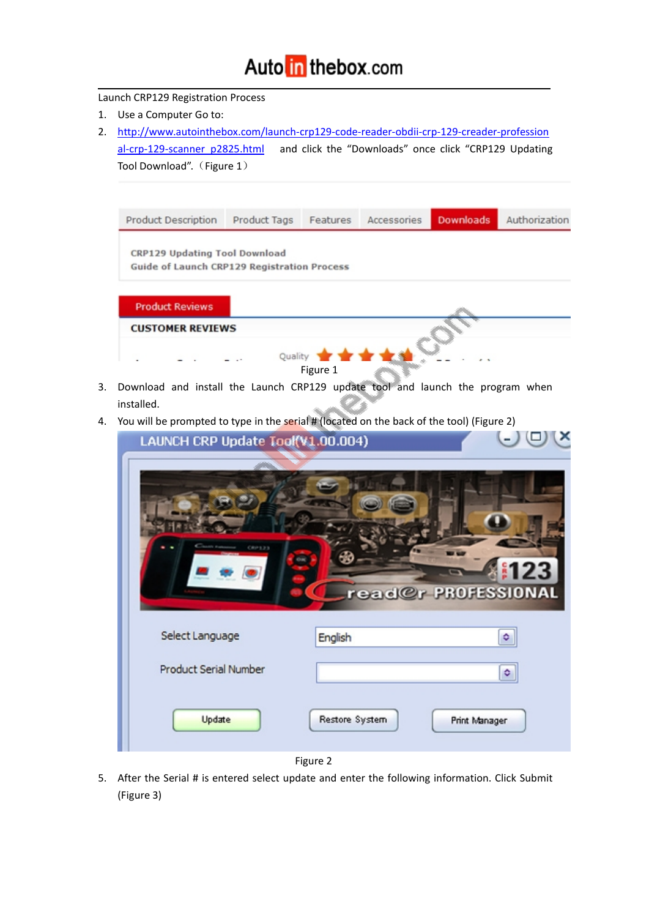Launch CRP129 Registration Process

1. Use a Computer Go to:
2. http://www.autointhebox.com/launch-crp129-code-reader-obdii-crp-129-creader-professional-crp-129-scanner_p2825.html and click the “Downloads” once click “CRP129 Updating Tool Download”.（Figure 1）

Figure 1

3. Download and install the Launch CRP129 update tool and launch the program when installed.
4. You will be prompted to type in the serial # (located on the back of the tool) (Figure 2)

Figure 2

5. After the Serial # is entered select update and enter the following information. Click Submit (Figure 3)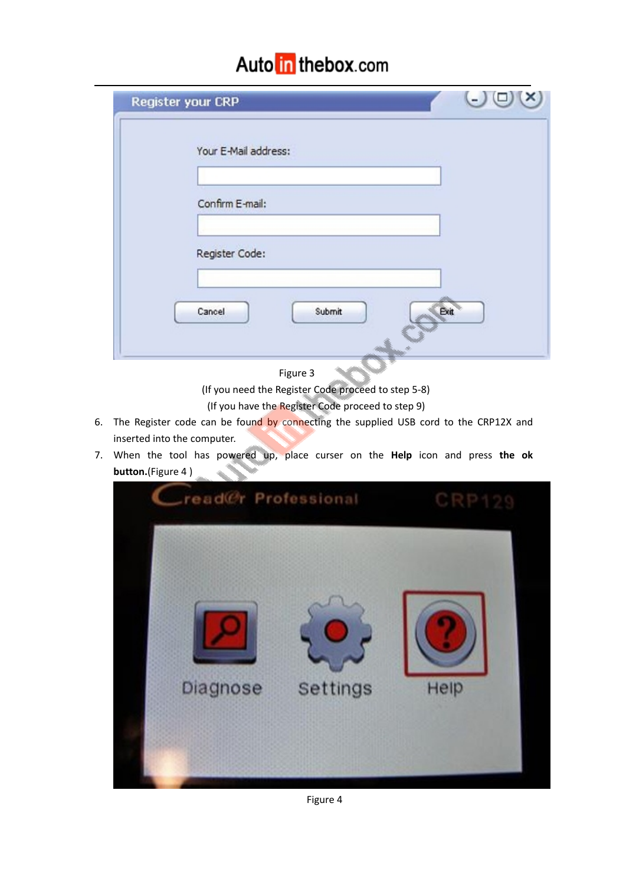Figure 3

(If you need the Register Code proceed to step 5-8)

(If you have the Register Code proceed to step 9)

6. The Register code can be found by connecting the supplied USB cord to the CRP12X and inserted into the computer.
7. When the tool has powered up, place curser on the **Help** icon and press **the ok button.**(Figure 4 )

Figure 4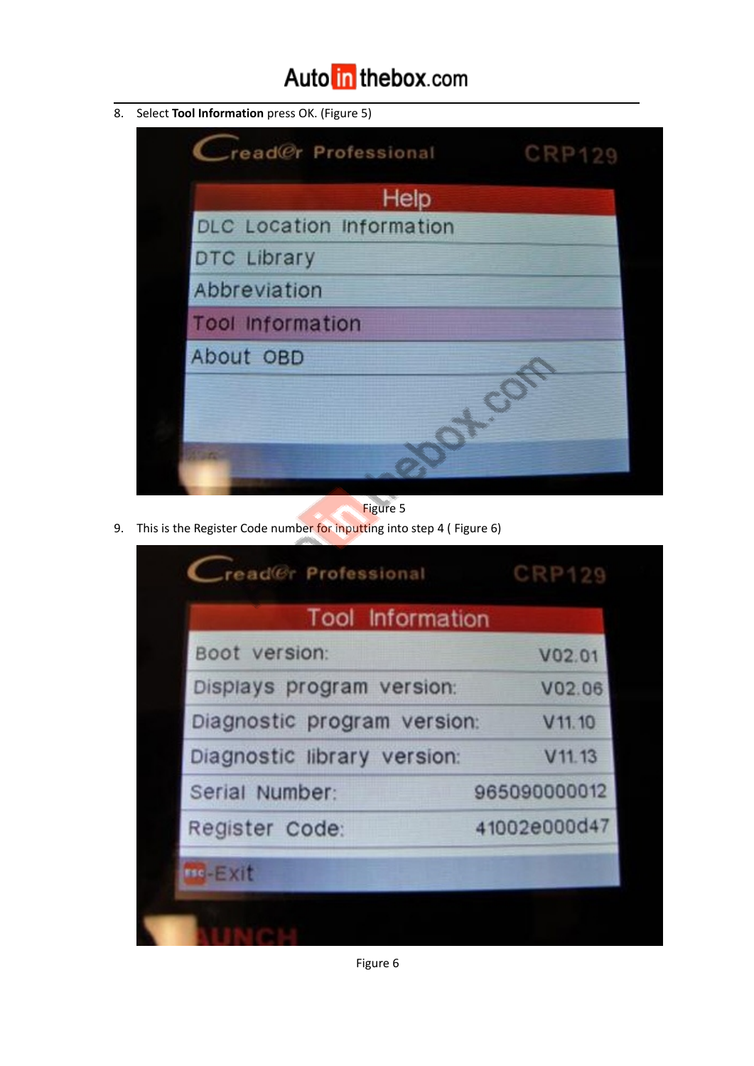8. Select **Tool Information** press OK. (Figure 5)

Figure 5

9. This is the Register Code number for inputting into step 4 ( Figure 6)

Figure 6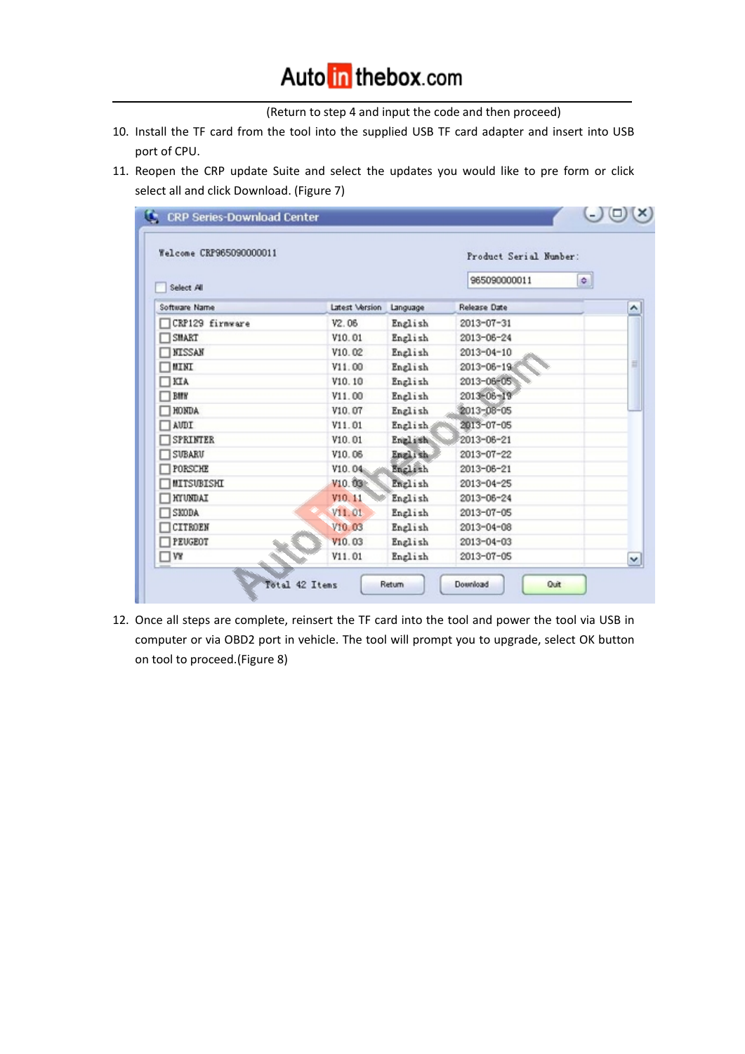(Return to step 4 and input the code and then proceed)

10. Install the TF card from the tool into the supplied USB TF card adapter and insert into USB port of CPU.
11. Reopen the CRP update Suite and select the updates you would like to pre form or click select all and click Download. (Figure 7)

CRP Series-Download Center

Welcome CRP965090000011

Product Serial Number: 965090000011

Select All

| Software Name | Latest Version | Language | Release Date |
| --- | --- | --- | --- |
| CRP129 firmware | V2.06 | English | 2013-07-31 |
| SMART | V10.01 | English | 2013-06-24 |
| NISSAN | V10.02 | English | 2013-04-10 |
| MINI | V11.00 | English | 2013-06-19 |
| KIA | V10.10 | English | 2013-06-05 |
| BMW | V11.00 | English | 2013-06-19 |
| HONDA | V10.07 | English | 2013-06-05 |
| AUDI | V11.01 | English | 2013-07-05 |
| SPRINTER | V10.01 | English | 2013-06-21 |
| SUBARU | V10.06 | English | 2013-07-22 |
| PORSCHE | V10.04 | English | 2013-06-21 |
| MITSUBISHI | V10.03 | English | 2013-04-25 |
| HYUNDAI | V10.11 | English | 2013-06-24 |
| SKODA | V11.01 | English | 2013-07-05 |
| CITROEN | V10.03 | English | 2013-04-08 |
| PEUGEOT | V10.03 | English | 2013-04-03 |
| VW | V11.01 | English | 2013-07-05 |

Total 42 Items | Return | Download | Quit

12. Once all steps are complete, reinsert the TF card into the tool and power the tool via USB in computer or via OBD2 port in vehicle. The tool will prompt you to upgrade, select OK button on tool to proceed.(Figure 8)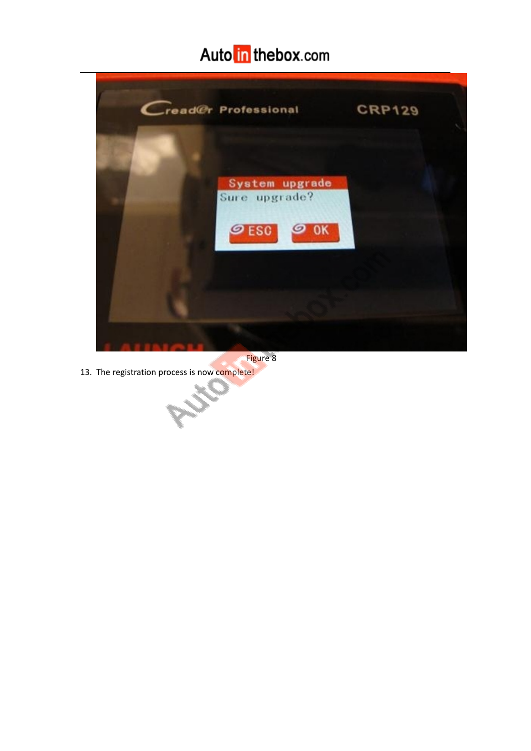Figure 8

13. The registration process is now complete!